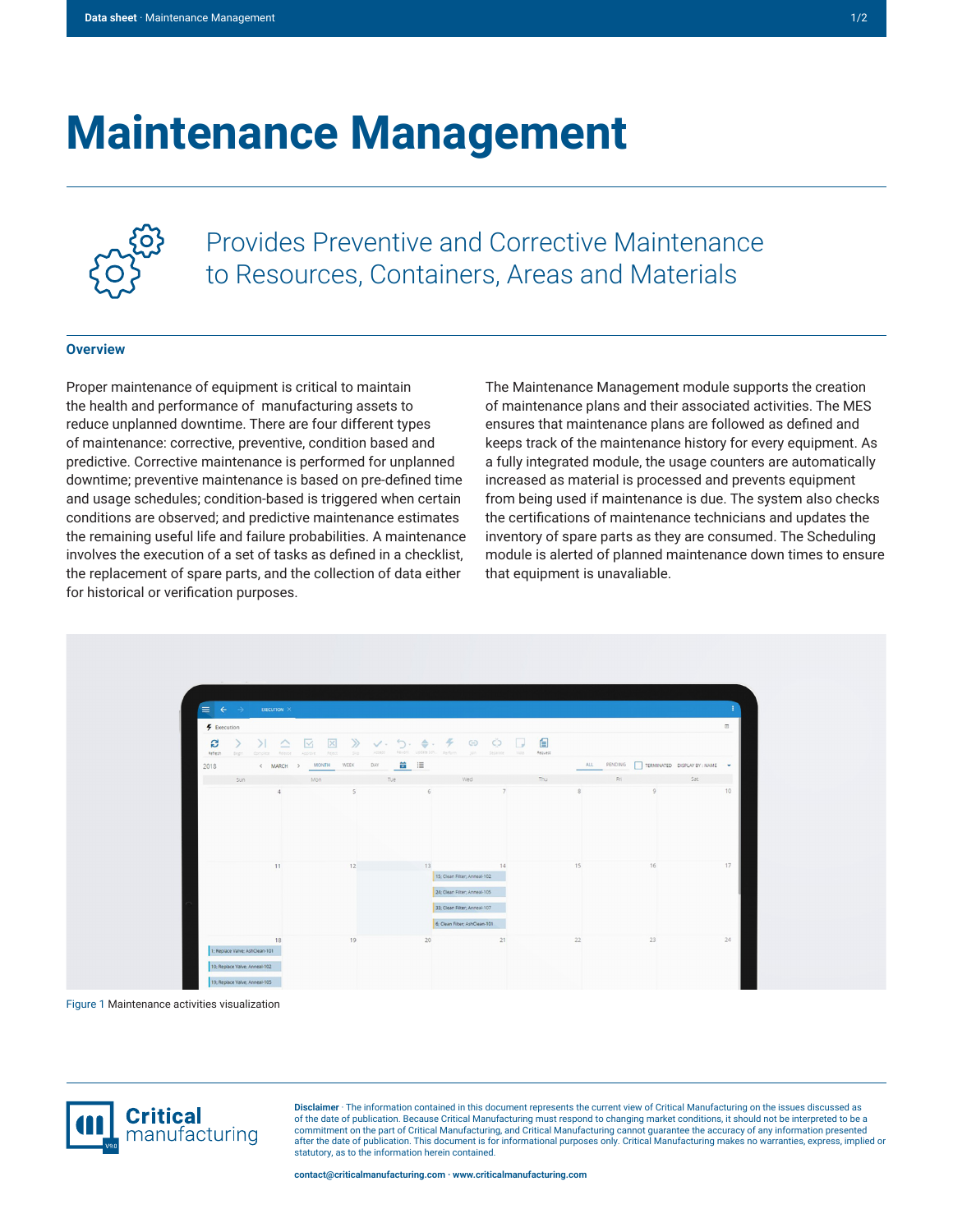# Maintenance Management

## Provides Preventive and Corrective Maintenance to Resources, Containers, Areas and Materials

### Overview

Proper maintenance of equipment is critical to maintain the health and performance of manufacturing assets to reduce unplanned downtime. There are four different types of maintenance: corrective, preventive, condition based and predictive. Corrective maintenance is performed for unplanned downtime; preventive maintenance is based on pre-defined time and usage schedules; condition-based is triggered when certain conditions are observed; and predictive maintenance estimates the remaining useful life and failure probabilities. A maintenance involves the execution of a set of tasks as defined in a checklist, the replacement of spare parts, and the collection of data either for historical or verification purposes.

The Maintenance Management module supports the creation of maintenance plans and their associated activities. The MES ensures that maintenance plans are followed as defined and keeps track of the maintenance history for every equipment. As a fully integrated module, the usage counters are automatically increased as material is processed and prevents equipment from being used if maintenance is due. The system also checks the certifications of maintenance technicians and updates the inventory of spare parts as they are consumed. The Scheduling module is alerted of planned maintenance down times to ensure that equipment is unavaliable.

Figure 1 Maintenance activities visualization

**Disclaimer** · The information contained in this document represents the current view of Critical Manufacturing on the issues discussed as of the date of publication. Because Critical Manufacturing must respond to changing market conditions, it should not be interpreted to be a commitment on the part of Critical Manufacturing, and Critical Manufacturing cannot guarantee the accuracy of any information presented after the date of publication. This document is for informational purposes only. Critical Manufacturing makes no warranties, express, implied or statutory, as to the information herein contained.

**contact@criticalmanufacturing.com · www.criticalmanufacturing.com**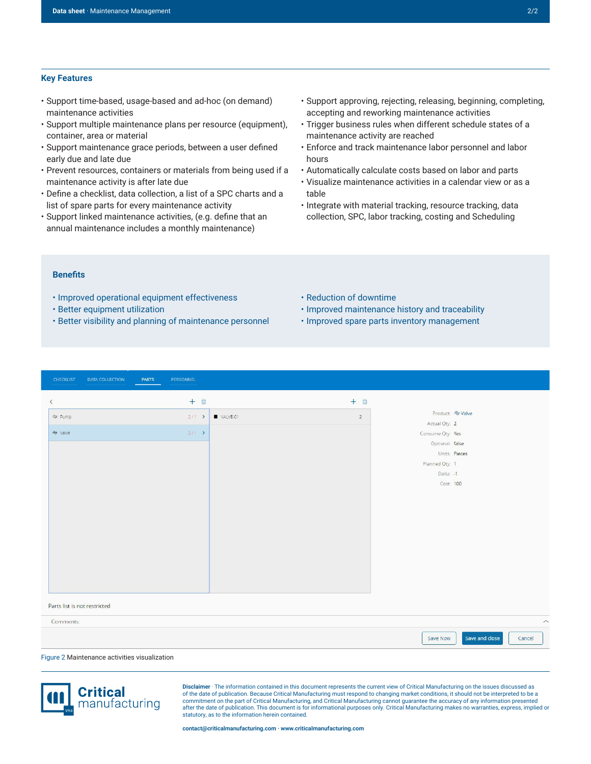## Key Features

- Support time-based, usage-based and ad-hoc (on demand) maintenance activities
- Support multiple maintenance plans per resource (equipment), container, area or material
- Support maintenance grace periods, between a user defined early due and late due
- Prevent resources, containers or materials from being used if a maintenance activity is after late due
- Define a checklist, data collection, a list of a SPC charts and a list of spare parts for every maintenance activity
- Support linked maintenance activities, (e.g. define that an annual maintenance includes a monthly maintenance)
- Support approving, rejecting, releasing, beginning, completing, accepting and reworking maintenance activities
- Trigger business rules when different schedule states of a maintenance activity are reached
- Enforce and track maintenance labor personnel and labor hours
- Automatically calculate costs based on labor and parts
- Visualize maintenance activities in a calendar view or as a table
- Integrate with material tracking, resource tracking, data collection, SPC, labor tracking, costing and Scheduling

## Benefits

- Improved operational equipment effectiveness
- Better equipment utilization
- Better visibility and planning of maintenance personnel
- Reduction of downtime
- Improved maintenance history and traceability
- Improved spare parts inventory management

CHECKLIST DATA COLLECTION PARTS PERSONNEL

Pump 2 / 1
Valve 2 / 1
VALVE-01 2

Product: Valve
Actual Qty: 2
Consume Qty: Yes
Optional: false
Units: Pieces
Planned Qty: 1
Delta: -1
Cost: 100

Parts list is not restricted

Comments:

Save Now Save and close Cancel

Figure 2 Maintenance activities visualization

**Disclaimer** · The information contained in this document represents the current view of Critical Manufacturing on the issues discussed as of the date of publication. Because Critical Manufacturing must respond to changing market conditions, it should not be interpreted to be a commitment on the part of Critical Manufacturing, and Critical Manufacturing cannot guarantee the accuracy of any information presented after the date of publication. This document is for informational purposes only. Critical Manufacturing makes no warranties, express, implied or statutory, as to the information herein contained.

contact@criticalmanufacturing.com · www.criticalmanufacturing.com